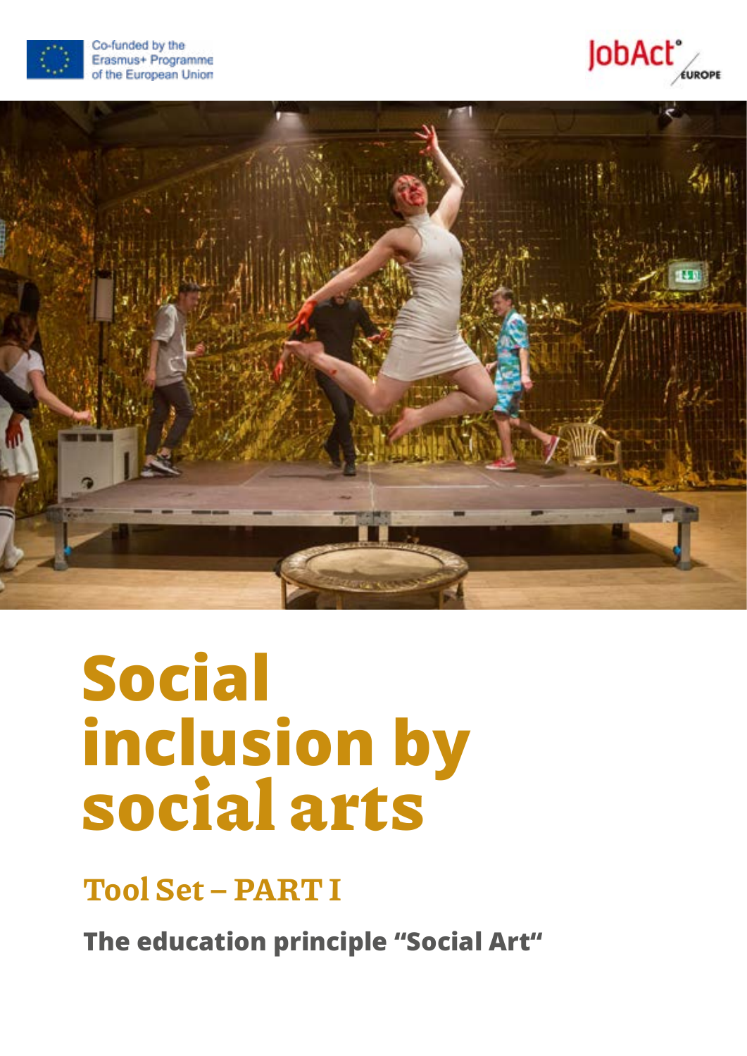Co-funded by the Erasmus+ Programme of the European Union

JobAct® EUROPE

# Social inclusion by social arts

## Tool Set – PART I

**The education principle "Social Art"**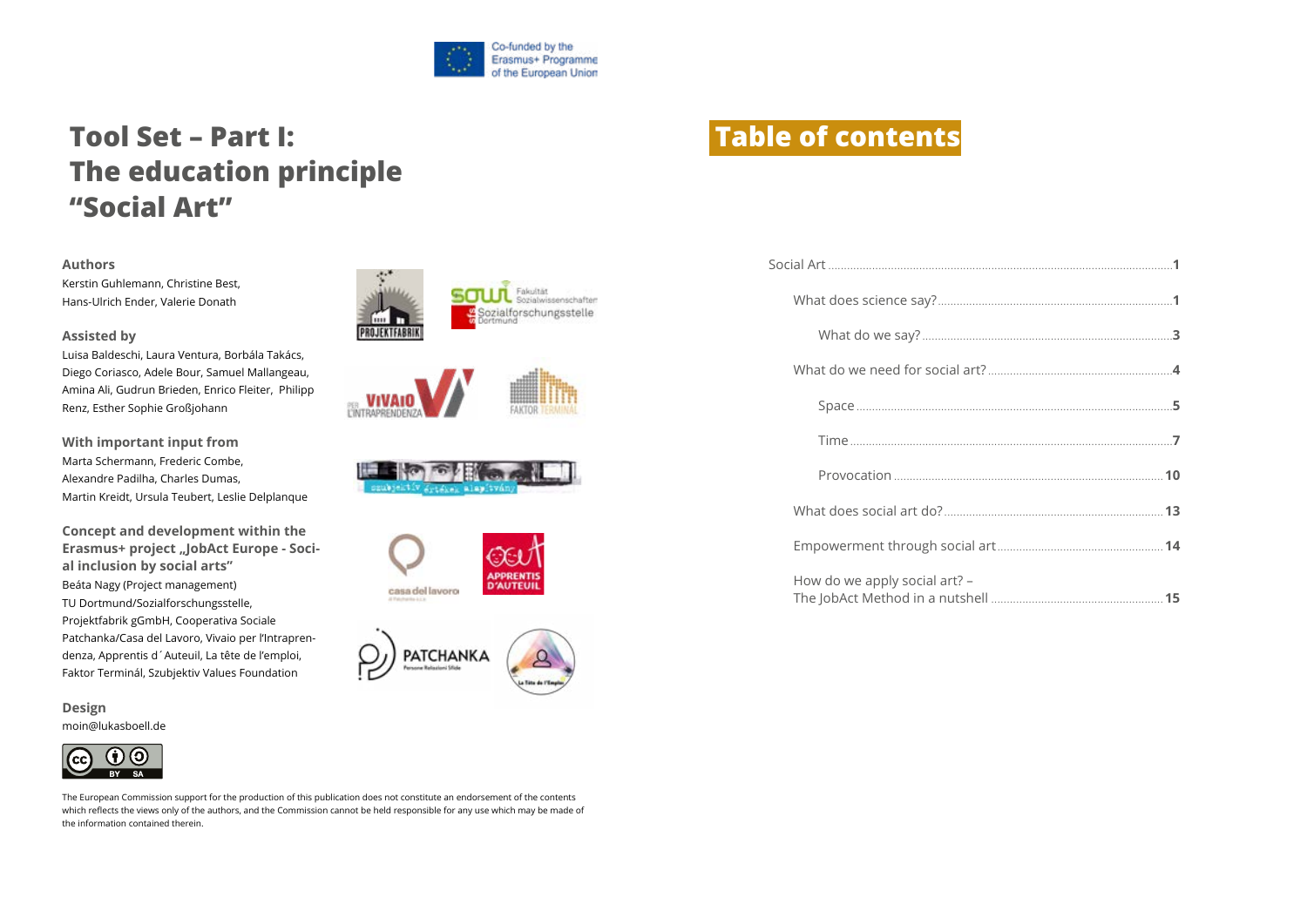Co-funded by the Erasmus+ Programme of the European Union

# Tool Set – Part I: The education principle "Social Art"

**Authors**
Kerstin Guhlemann, Christine Best, Hans-Ulrich Ender, Valerie Donath

**Assisted by**
Luisa Baldeschi, Laura Ventura, Borbála Takács, Diego Coriasco, Adele Bour, Samuel Mallangeau, Amina Ali, Gudrun Brieden, Enrico Fleiter, Philipp Renz, Esther Sophie Großjohann

**With important input from**
Marta Schermann, Frederic Combe, Alexandre Padilha, Charles Dumas, Martin Kreidt, Ursula Teubert, Leslie Delplanque

**Concept and development within the Erasmus+ project „JobAct Europe - Social inclusion by social arts"**
Beáta Nagy (Project management)
TU Dortmund/Sozialforschungsstelle, Projektfabrik gGmbH, Cooperativa Sociale Patchanka/Casa del Lavoro, Vivaio per l'Intraprendenza, Apprentis d´Auteuil, La tête de l'emploi, Faktor Terminál, Szubjektiv Values Foundation

**Design**
moin@lukasboell.de

The European Commission support for the production of this publication does not constitute an endorsement of the contents which reflects the views only of the authors, and the Commission cannot be held responsible for any use which may be made of the information contained therein.

# Table of contents

- Social Art ....... 1
  - What does science say? ....... 1
    - What do we say? ....... 3
  - What do we need for social art? ....... 4
    - Space ....... 5
    - Time ....... 7
    - Provocation ....... 10
  - What does social art do? ....... 13
  - Empowerment through social art ....... 14
  - How do we apply social art? – The JobAct Method in a nutshell ....... 15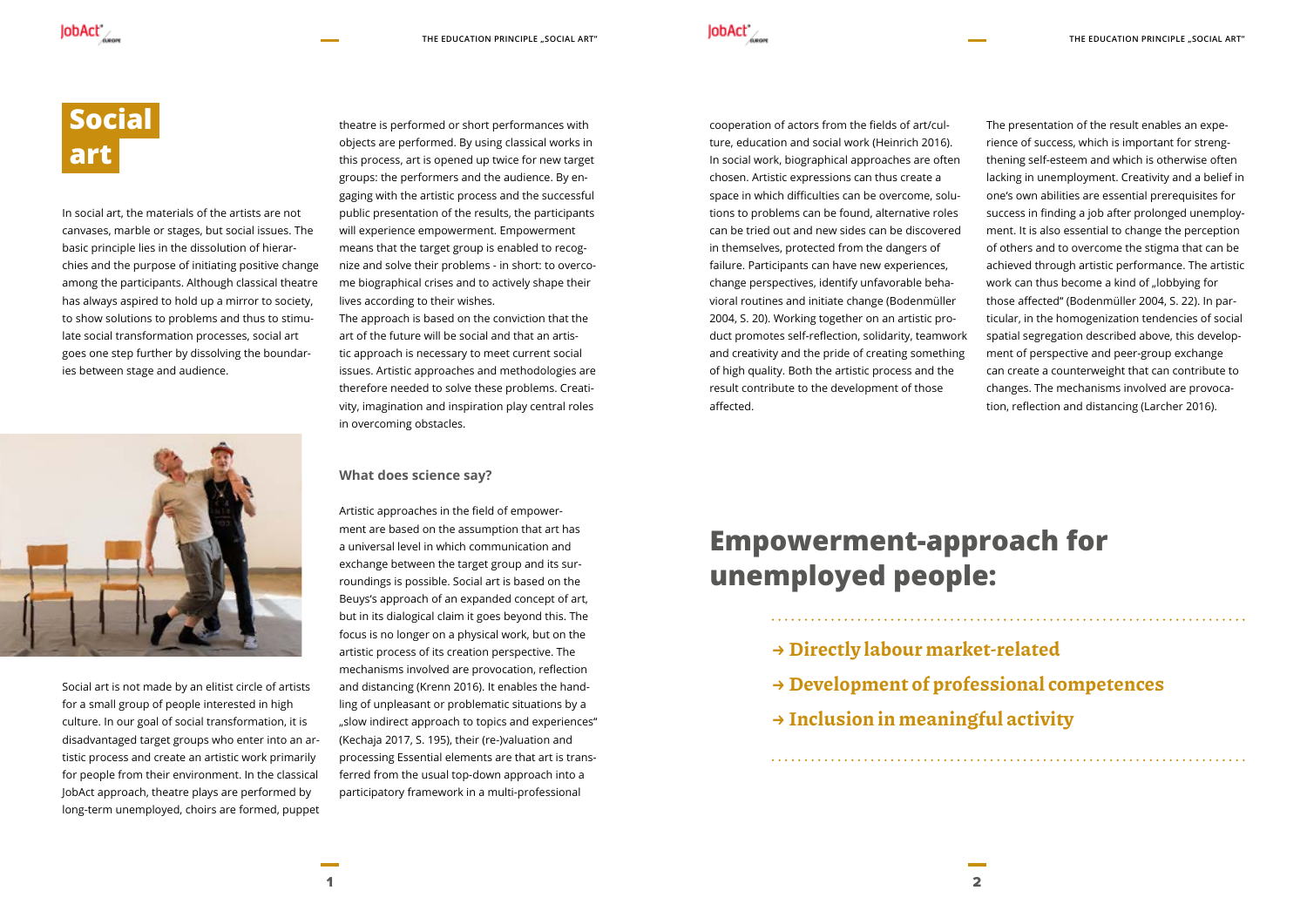# Social art

In social art, the materials of the artists are not canvases, marble or stages, but social issues. The basic principle lies in the dissolution of hierarchies and the purpose of initiating positive change among the participants. Although classical theatre has always aspired to hold up a mirror to society, to show solutions to problems and thus to stimulate social transformation processes, social art goes one step further by dissolving the boundaries between stage and audience.

Social art is not made by an elitist circle of artists for a small group of people interested in high culture. In our goal of social transformation, it is disadvantaged target groups who enter into an artistic process and create an artistic work primarily for people from their environment. In the classical JobAct approach, theatre plays are performed by long-term unemployed, choirs are formed, puppet theatre is performed or short performances with objects are performed. By using classical works in this process, art is opened up twice for new target groups: the performers and the audience. By engaging with the artistic process and the successful public presentation of the results, the participants will experience empowerment. Empowerment means that the target group is enabled to recognize and solve their problems - in short: to overcome biographical crises and to actively shape their lives according to their wishes.
The approach is based on the conviction that the art of the future will be social and that an artistic approach is necessary to meet current social issues. Artistic approaches and methodologies are therefore needed to solve these problems. Creativity, imagination and inspiration play central roles in overcoming obstacles.

### What does science say?

Artistic approaches in the field of empowerment are based on the assumption that art has a universal level in which communication and exchange between the target group and its surroundings is possible. Social art is based on the Beuys's approach of an expanded concept of art, but in its dialogical claim it goes beyond this. The focus is no longer on a physical work, but on the artistic process of its creation perspective. The mechanisms involved are provocation, reflection and distancing (Krenn 2016). It enables the handling of unpleasant or problematic situations by a „slow indirect approach to topics and experiences" (Kechaja 2017, S. 195), their (re-)valuation and processing Essential elements are that art is transferred from the usual top-down approach into a participatory framework in a multi-professional cooperation of actors from the fields of art/culture, education and social work (Heinrich 2016). In social work, biographical approaches are often chosen. Artistic expressions can thus create a space in which difficulties can be overcome, solutions to problems can be found, alternative roles can be tried out and new sides can be discovered in themselves, protected from the dangers of failure. Participants can have new experiences, change perspectives, identify unfavorable behavioral routines and initiate change (Bodenmüller 2004, S. 20). Working together on an artistic product promotes self-reflection, solidarity, teamwork and creativity and the pride of creating something of high quality. Both the artistic process and the result contribute to the development of those affected.

The presentation of the result enables an experience of success, which is important for strengthening self-esteem and which is otherwise often lacking in unemployment. Creativity and a belief in one's own abilities are essential prerequisites for success in finding a job after prolonged unemployment. It is also essential to change the perception of others and to overcome the stigma that can be achieved through artistic performance. The artistic work can thus become a kind of „lobbying for those affected" (Bodenmüller 2004, S. 22). In particular, in the homogenization tendencies of social spatial segregation described above, this development of perspective and peer-group exchange can create a counterweight that can contribute to changes. The mechanisms involved are provocation, reflection and distancing (Larcher 2016).

## Empowerment-approach for unemployed people:

- → **Directly labour market-related**
- → **Development of professional competences**
- → **Inclusion in meaningful activity**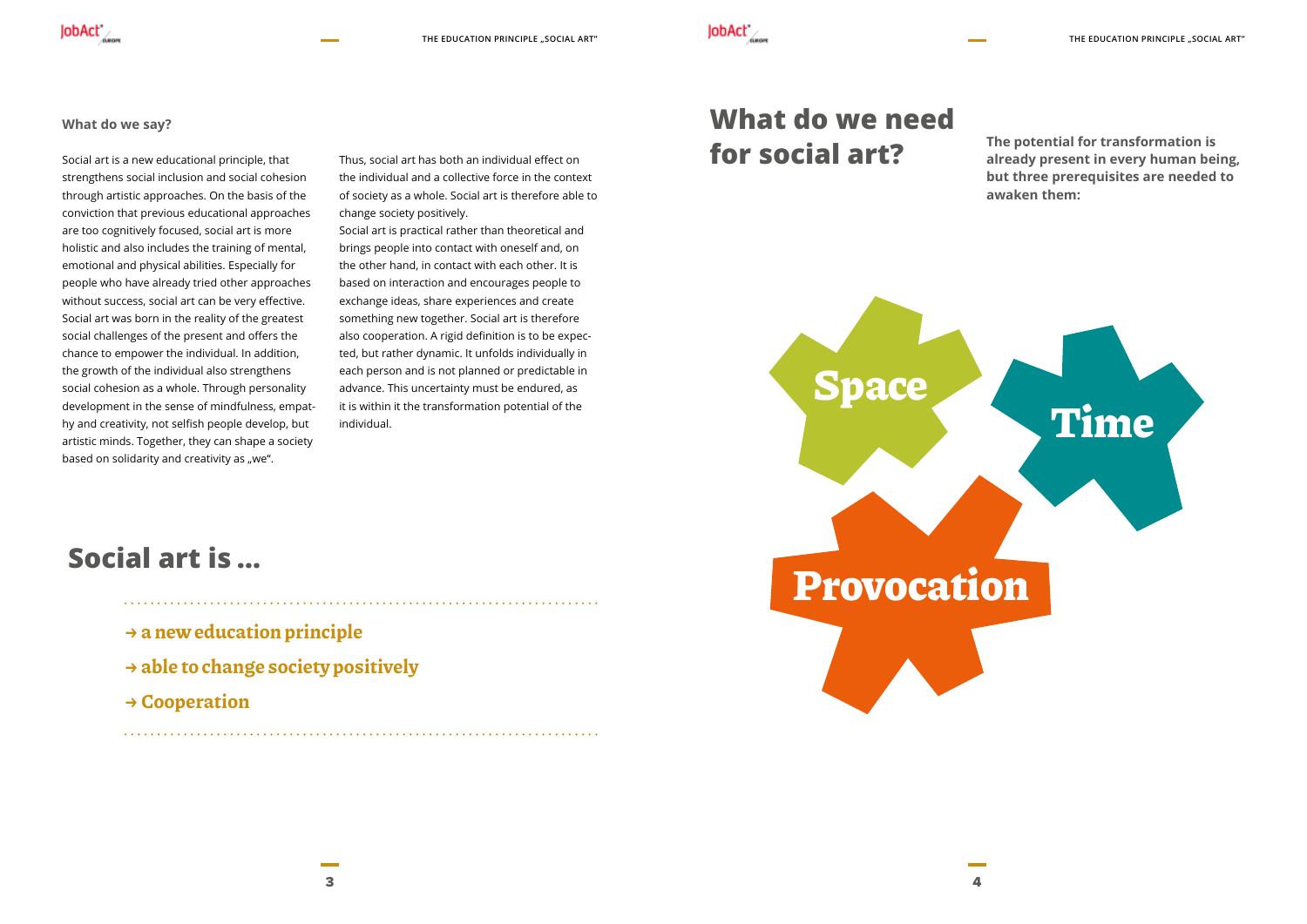### What do we say?

Social art is a new educational principle, that strengthens social inclusion and social cohesion through artistic approaches. On the basis of the conviction that previous educational approaches are too cognitively focused, social art is more holistic and also includes the training of mental, emotional and physical abilities. Especially for people who have already tried other approaches without success, social art can be very effective. Social art was born in the reality of the greatest social challenges of the present and offers the chance to empower the individual. In addition, the growth of the individual also strengthens social cohesion as a whole. Through personality development in the sense of mindfulness, empathy and creativity, not selfish people develop, but artistic minds. Together, they can shape a society based on solidarity and creativity as „we".

Thus, social art has both an individual effect on the individual and a collective force in the context of society as a whole. Social art is therefore able to change society positively.

Social art is practical rather than theoretical and brings people into contact with oneself and, on the other hand, in contact with each other. It is based on interaction and encourages people to exchange ideas, share experiences and create something new together. Social art is therefore also cooperation. A rigid definition is to be expected, but rather dynamic. It unfolds individually in each person and is not planned or predictable in advance. This uncertainty must be endured, as it is within it the transformation potential of the individual.

## Social art is ...

- → **a new education principle**
- → **able to change society positively**
- → **Cooperation**

## What do we need for social art?

**The potential for transformation is already present in every human being, but three prerequisites are needed to awaken them:**

**Space**

**Time**

**Provocation**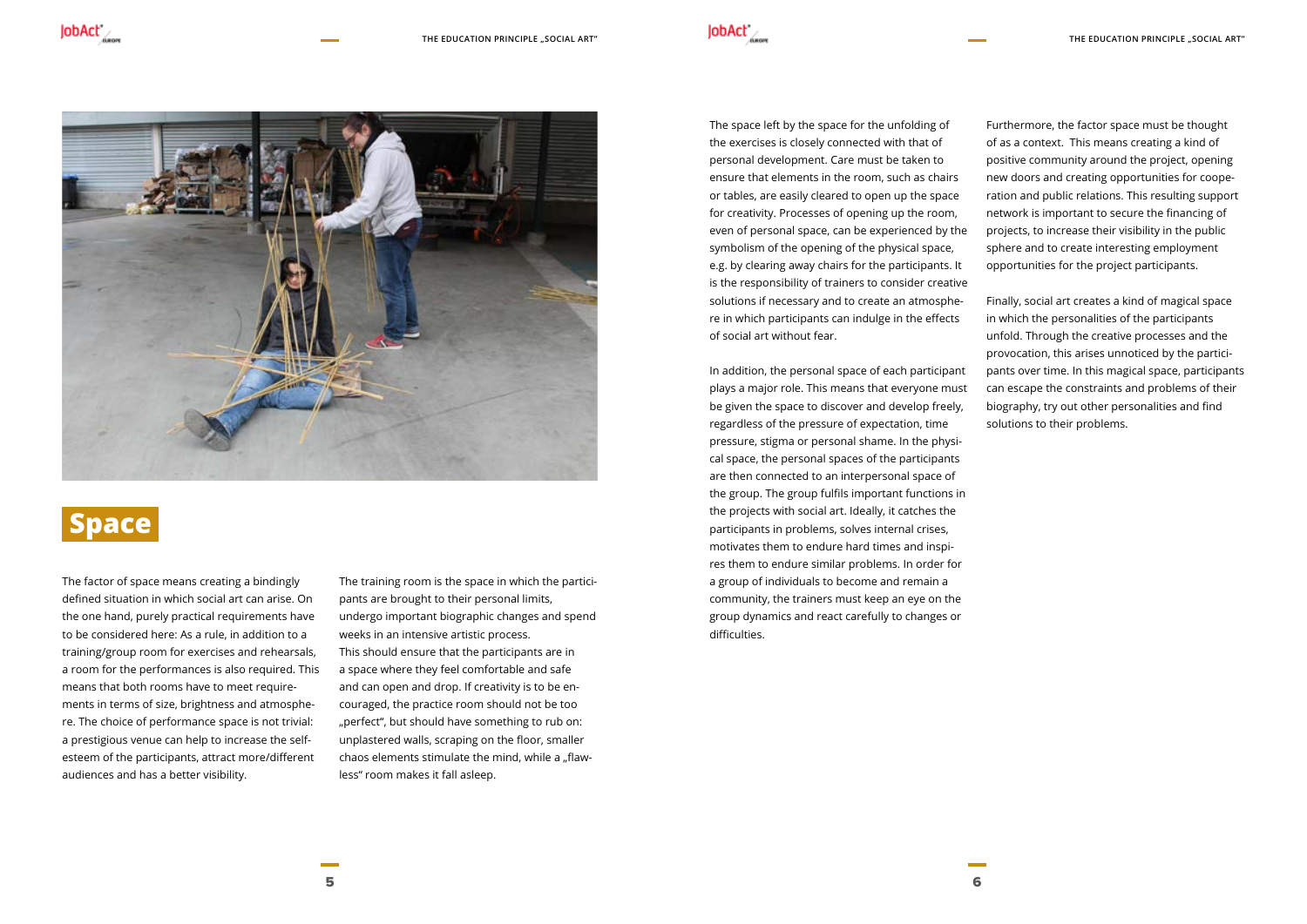# Space

The factor of space means creating a bindingly defined situation in which social art can arise. On the one hand, purely practical requirements have to be considered here: As a rule, in addition to a training/group room for exercises and rehearsals, a room for the performances is also required. This means that both rooms have to meet requirements in terms of size, brightness and atmosphere. The choice of performance space is not trivial: a prestigious venue can help to increase the self-esteem of the participants, attract more/different audiences and has a better visibility.

The training room is the space in which the participants are brought to their personal limits, undergo important biographic changes and spend weeks in an intensive artistic process. This should ensure that the participants are in a space where they feel comfortable and safe and can open and drop. If creativity is to be encouraged, the practice room should not be too „perfect", but should have something to rub on: unplastered walls, scraping on the floor, smaller chaos elements stimulate the mind, while a „flawless" room makes it fall asleep.

The space left by the space for the unfolding of the exercises is closely connected with that of personal development. Care must be taken to ensure that elements in the room, such as chairs or tables, are easily cleared to open up the space for creativity. Processes of opening up the room, even of personal space, can be experienced by the symbolism of the opening of the physical space, e.g. by clearing away chairs for the participants. It is the responsibility of trainers to consider creative solutions if necessary and to create an atmosphere in which participants can indulge in the effects of social art without fear.

In addition, the personal space of each participant plays a major role. This means that everyone must be given the space to discover and develop freely, regardless of the pressure of expectation, time pressure, stigma or personal shame. In the physical space, the personal spaces of the participants are then connected to an interpersonal space of the group. The group fulfils important functions in the projects with social art. Ideally, it catches the participants in problems, solves internal crises, motivates them to endure hard times and inspires them to endure similar problems. In order for a group of individuals to become and remain a community, the trainers must keep an eye on the group dynamics and react carefully to changes or difficulties.

Furthermore, the factor space must be thought of as a context. This means creating a kind of positive community around the project, opening new doors and creating opportunities for cooperation and public relations. This resulting support network is important to secure the financing of projects, to increase their visibility in the public sphere and to create interesting employment opportunities for the project participants.

Finally, social art creates a kind of magical space in which the personalities of the participants unfold. Through the creative processes and the provocation, this arises unnoticed by the participants over time. In this magical space, participants can escape the constraints and problems of their biography, try out other personalities and find solutions to their problems.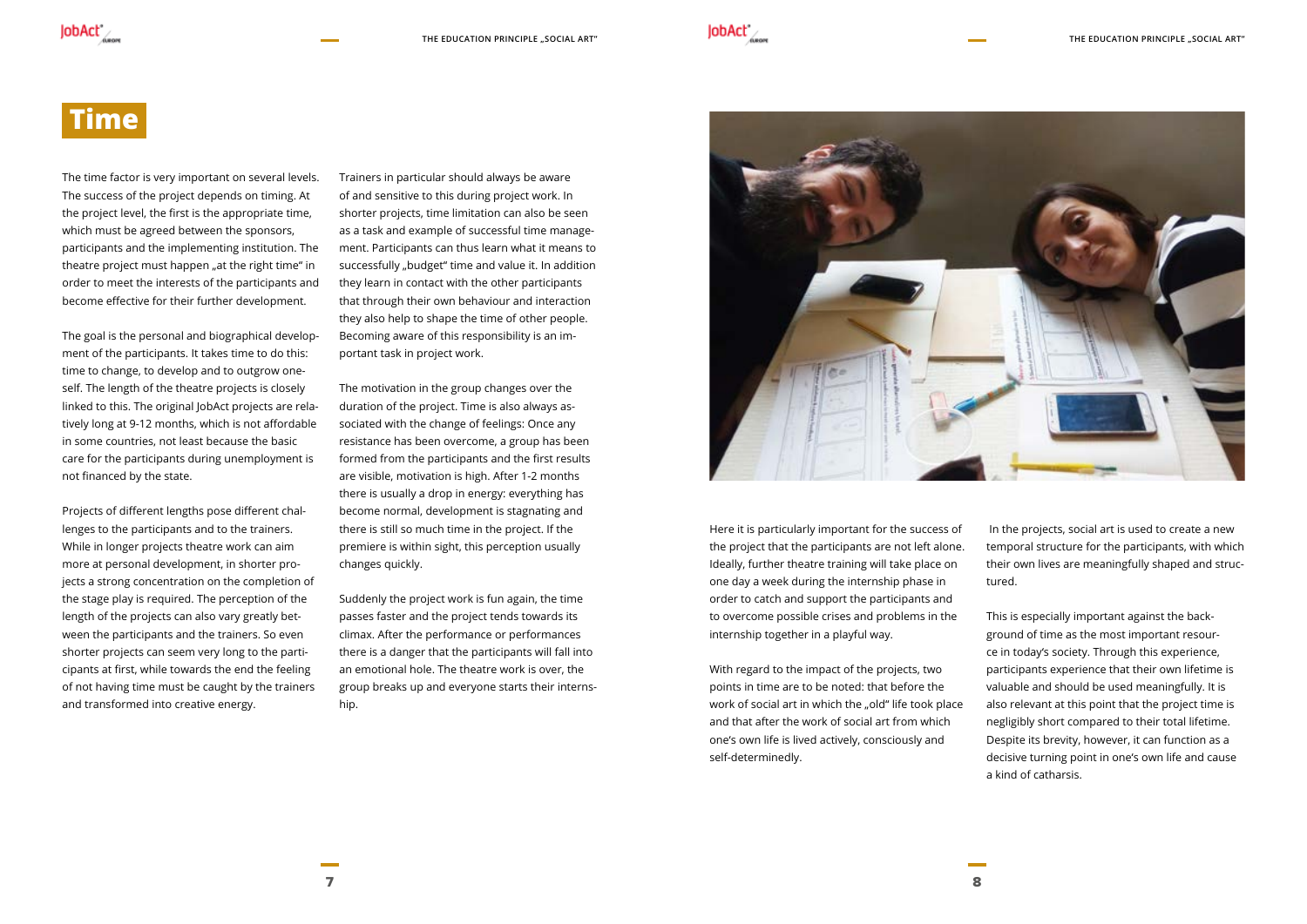# Time

The time factor is very important on several levels. The success of the project depends on timing. At the project level, the first is the appropriate time, which must be agreed between the sponsors, participants and the implementing institution. The theatre project must happen „at the right time" in order to meet the interests of the participants and become effective for their further development.

The goal is the personal and biographical development of the participants. It takes time to do this: time to change, to develop and to outgrow oneself. The length of the theatre projects is closely linked to this. The original JobAct projects are relatively long at 9-12 months, which is not affordable in some countries, not least because the basic care for the participants during unemployment is not financed by the state.

Projects of different lengths pose different challenges to the participants and to the trainers. While in longer projects theatre work can aim more at personal development, in shorter projects a strong concentration on the completion of the stage play is required. The perception of the length of the projects can also vary greatly between the participants and the trainers. So even shorter projects can seem very long to the participants at first, while towards the end the feeling of not having time must be caught by the trainers and transformed into creative energy.

Trainers in particular should always be aware of and sensitive to this during project work. In shorter projects, time limitation can also be seen as a task and example of successful time management. Participants can thus learn what it means to successfully „budget" time and value it. In addition they learn in contact with the other participants that through their own behaviour and interaction they also help to shape the time of other people. Becoming aware of this responsibility is an important task in project work.

The motivation in the group changes over the duration of the project. Time is also always associated with the change of feelings: Once any resistance has been overcome, a group has been formed from the participants and the first results are visible, motivation is high. After 1-2 months there is usually a drop in energy: everything has become normal, development is stagnating and there is still so much time in the project. If the premiere is within sight, this perception usually changes quickly.

Suddenly the project work is fun again, the time passes faster and the project tends towards its climax. After the performance or performances there is a danger that the participants will fall into an emotional hole. The theatre work is over, the group breaks up and everyone starts their internship.

Here it is particularly important for the success of the project that the participants are not left alone. Ideally, further theatre training will take place on one day a week during the internship phase in order to catch and support the participants and to overcome possible crises and problems in the internship together in a playful way.

With regard to the impact of the projects, two points in time are to be noted: that before the work of social art in which the „old" life took place and that after the work of social art from which one's own life is lived actively, consciously and self-determinedly.

In the projects, social art is used to create a new temporal structure for the participants, with which their own lives are meaningfully shaped and structured.

This is especially important against the background of time as the most important resource in today's society. Through this experience, participants experience that their own lifetime is valuable and should be used meaningfully. It is also relevant at this point that the project time is negligibly short compared to their total lifetime. Despite its brevity, however, it can function as a decisive turning point in one's own life and cause a kind of catharsis.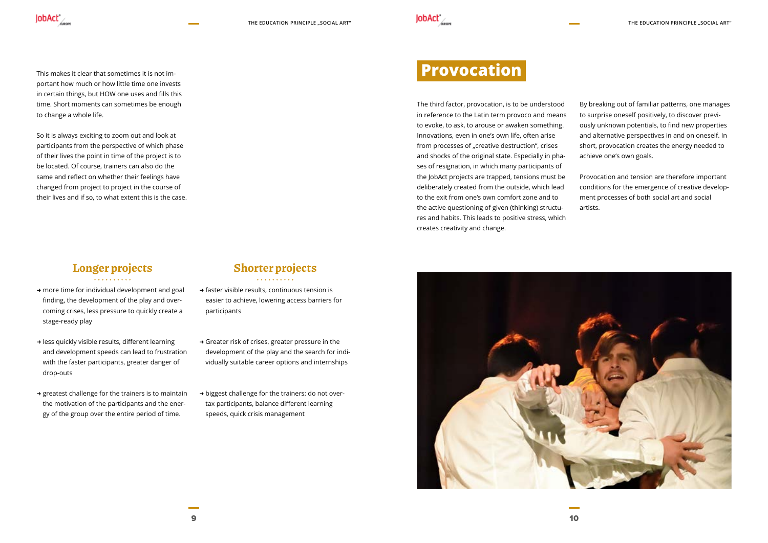This makes it clear that sometimes it is not important how much or how little time one invests in certain things, but HOW one uses and fills this time. Short moments can sometimes be enough to change a whole life.

So it is always exciting to zoom out and look at participants from the perspective of which phase of their lives the point in time of the project is to be located. Of course, trainers can also do the same and reflect on whether their feelings have changed from project to project in the course of their lives and if so, to what extent this is the case.

### Longer projects

- → more time for individual development and goal finding, the development of the play and overcoming crises, less pressure to quickly create a stage-ready play
- → less quickly visible results, different learning and development speeds can lead to frustration with the faster participants, greater danger of drop-outs
- → greatest challenge for the trainers is to maintain the motivation of the participants and the energy of the group over the entire period of time.

### Shorter projects

- → faster visible results, continuous tension is easier to achieve, lowering access barriers for participants
- → Greater risk of crises, greater pressure in the development of the play and the search for individually suitable career options and internships
- → biggest challenge for the trainers: do not overtax participants, balance different learning speeds, quick crisis management

# Provocation

The third factor, provocation, is to be understood in reference to the Latin term provoco and means to evoke, to ask, to arouse or awaken something. Innovations, even in one's own life, often arise from processes of „creative destruction", crises and shocks of the original state. Especially in phases of resignation, in which many participants of the JobAct projects are trapped, tensions must be deliberately created from the outside, which lead to the exit from one's own comfort zone and to the active questioning of given (thinking) structures and habits. This leads to positive stress, which creates creativity and change.

By breaking out of familiar patterns, one manages to surprise oneself positively, to discover previously unknown potentials, to find new properties and alternative perspectives in and on oneself. In short, provocation creates the energy needed to achieve one's own goals.

Provocation and tension are therefore important conditions for the emergence of creative development processes of both social art and social artists.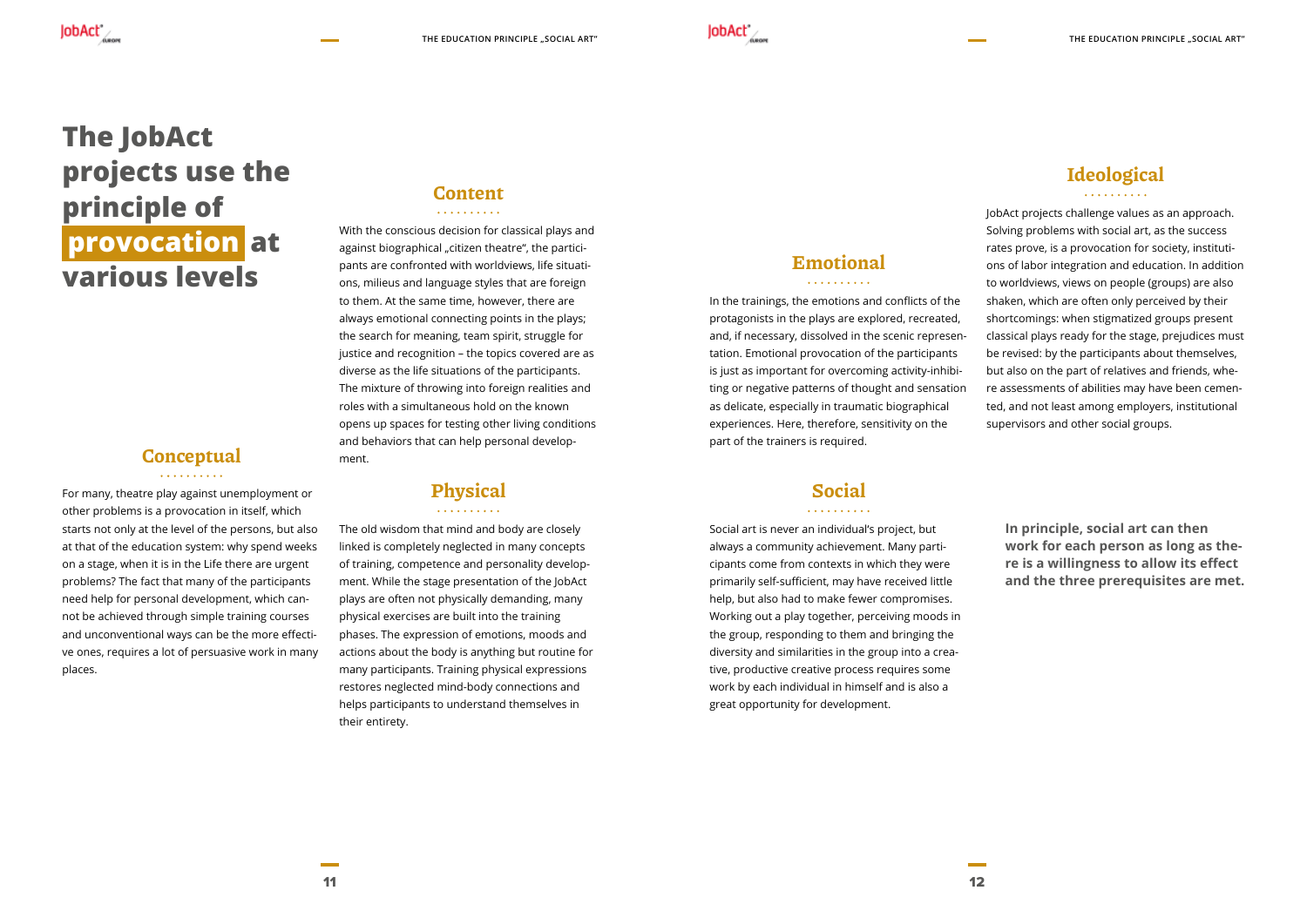# The JobAct projects use the principle of **provocation** at various levels

## Conceptual

For many, theatre play against unemployment or other problems is a provocation in itself, which starts not only at the level of the persons, but also at that of the education system: why spend weeks on a stage, when it is in the Life there are urgent problems? The fact that many of the participants need help for personal development, which cannot be achieved through simple training courses and unconventional ways can be the more effective ones, requires a lot of persuasive work in many places.

## Content

With the conscious decision for classical plays and against biographical „citizen theatre", the participants are confronted with worldviews, life situations, milieus and language styles that are foreign to them. At the same time, however, there are always emotional connecting points in the plays; the search for meaning, team spirit, struggle for justice and recognition – the topics covered are as diverse as the life situations of the participants. The mixture of throwing into foreign realities and roles with a simultaneous hold on the known opens up spaces for testing other living conditions and behaviors that can help personal development.

## Physical

The old wisdom that mind and body are closely linked is completely neglected in many concepts of training, competence and personality development. While the stage presentation of the JobAct plays are often not physically demanding, many physical exercises are built into the training phases. The expression of emotions, moods and actions about the body is anything but routine for many participants. Training physical expressions restores neglected mind-body connections and helps participants to understand themselves in their entirety.

## Emotional

In the trainings, the emotions and conflicts of the protagonists in the plays are explored, recreated, and, if necessary, dissolved in the scenic representation. Emotional provocation of the participants is just as important for overcoming activity-inhibiting or negative patterns of thought and sensation as delicate, especially in traumatic biographical experiences. Here, therefore, sensitivity on the part of the trainers is required.

## Social

Social art is never an individual's project, but always a community achievement. Many participants come from contexts in which they were primarily self-sufficient, may have received little help, but also had to make fewer compromises. Working out a play together, perceiving moods in the group, responding to them and bringing the diversity and similarities in the group into a creative, productive creative process requires some work by each individual in himself and is also a great opportunity for development.

## Ideological

JobAct projects challenge values as an approach. Solving problems with social art, as the success rates prove, is a provocation for society, institutions of labor integration and education. In addition to worldviews, views on people (groups) are also shaken, which are often only perceived by their shortcomings: when stigmatized groups present classical plays ready for the stage, prejudices must be revised: by the participants about themselves, but also on the part of relatives and friends, where assessments of abilities may have been cemented, and not least among employers, institutional supervisors and other social groups.

**In principle, social art can then work for each person as long as there is a willingness to allow its effect and the three prerequisites are met.**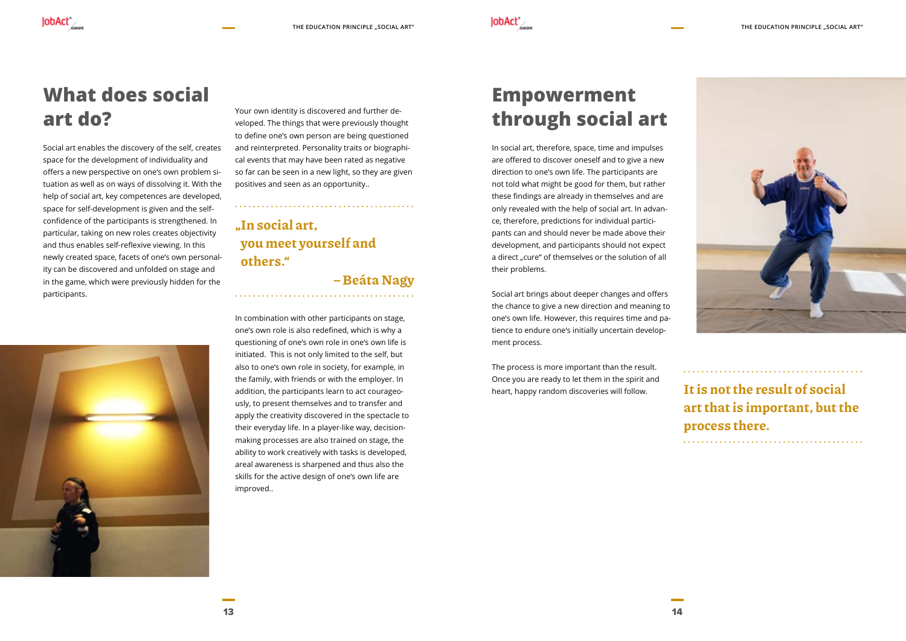# What does social art do?

Social art enables the discovery of the self, creates space for the development of individuality and offers a new perspective on one's own problem situation as well as on ways of dissolving it. With the help of social art, key competences are developed, space for self-development is given and the self-confidence of the participants is strengthened. In particular, taking on new roles creates objectivity and thus enables self-reflexive viewing. In this newly created space, facets of one's own personality can be discovered and unfolded on stage and in the game, which were previously hidden for the participants.

Your own identity is discovered and further developed. The things that were previously thought to define one's own person are being questioned and reinterpreted. Personality traits or biographical events that may have been rated as negative so far can be seen in a new light, so they are given positives and seen as an opportunity..

> **„In social art, you meet yourself and others."**
>
> **– Beáta Nagy**

In combination with other participants on stage, one's own role is also redefined, which is why a questioning of one's own role in one's own life is initiated. This is not only limited to the self, but also to one's own role in society, for example, in the family, with friends or with the employer. In addition, the participants learn to act courageously, to present themselves and to transfer and apply the creativity discovered in the spectacle to their everyday life. In a player-like way, decision-making processes are also trained on stage, the ability to work creatively with tasks is developed, areal awareness is sharpened and thus also the skills for the active design of one's own life are improved..

# Empowerment through social art

In social art, therefore, space, time and impulses are offered to discover oneself and to give a new direction to one's own life. The participants are not told what might be good for them, but rather these findings are already in themselves and are only revealed with the help of social art. In advance, therefore, predictions for individual participants can and should never be made above their development, and participants should not expect a direct „cure" of themselves or the solution of all their problems.

Social art brings about deeper changes and offers the chance to give a new direction and meaning to one's own life. However, this requires time and patience to endure one's initially uncertain development process.

The process is more important than the result. Once you are ready to let them in the spirit and heart, happy random discoveries will follow.

> **It is not the result of social art that is important, but the process there.**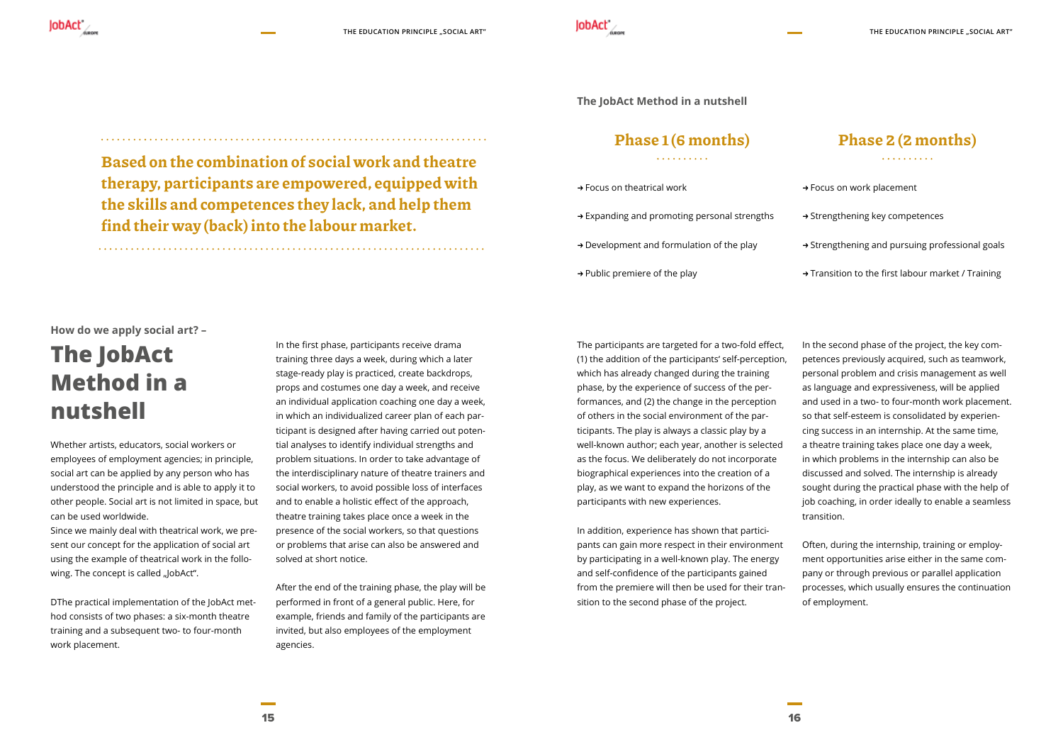**Based on the combination of social work and theatre therapy, participants are empowered, equipped with the skills and competences they lack, and help them find their way (back) into the labour market.**

How do we apply social art? –

# The JobAct Method in a nutshell

Whether artists, educators, social workers or employees of employment agencies; in principle, social art can be applied by any person who has understood the principle and is able to apply it to other people. Social art is not limited in space, but can be used worldwide.
Since we mainly deal with theatrical work, we present our concept for the application of social art using the example of theatrical work in the following. The concept is called „JobAct".

DThe practical implementation of the JobAct method consists of two phases: a six-month theatre training and a subsequent two- to four-month work placement.

In the first phase, participants receive drama training three days a week, during which a later stage-ready play is practiced, create backdrops, props and costumes one day a week, and receive an individual application coaching one day a week, in which an individualized career plan of each participant is designed after having carried out potential analyses to identify individual strengths and problem situations. In order to take advantage of the interdisciplinary nature of theatre trainers and social workers, to avoid possible loss of interfaces and to enable a holistic effect of the approach, theatre training takes place once a week in the presence of the social workers, so that questions or problems that arise can also be answered and solved at short notice.

After the end of the training phase, the play will be performed in front of a general public. Here, for example, friends and family of the participants are invited, but also employees of the employment agencies.

**The JobAct Method in a nutshell**

## Phase 1 (6 months)

- → Focus on theatrical work
- → Expanding and promoting personal strengths
- → Development and formulation of the play
- → Public premiere of the play

## Phase 2 (2 months)

- → Focus on work placement
- → Strengthening key competences
- → Strengthening and pursuing professional goals
- → Transition to the first labour market / Training

The participants are targeted for a two-fold effect, (1) the addition of the participants' self-perception, which has already changed during the training phase, by the experience of success of the performances, and (2) the change in the perception of others in the social environment of the participants. The play is always a classic play by a well-known author; each year, another is selected as the focus. We deliberately do not incorporate biographical experiences into the creation of a play, as we want to expand the horizons of the participants with new experiences.

In addition, experience has shown that participants can gain more respect in their environment by participating in a well-known play. The energy and self-confidence of the participants gained from the premiere will then be used for their transition to the second phase of the project.

In the second phase of the project, the key competences previously acquired, such as teamwork, personal problem and crisis management as well as language and expressiveness, will be applied and used in a two- to four-month work placement. so that self-esteem is consolidated by experiencing success in an internship. At the same time, a theatre training takes place one day a week, in which problems in the internship can also be discussed and solved. The internship is already sought during the practical phase with the help of job coaching, in order ideally to enable a seamless transition.

Often, during the internship, training or employment opportunities arise either in the same company or through previous or parallel application processes, which usually ensures the continuation of employment.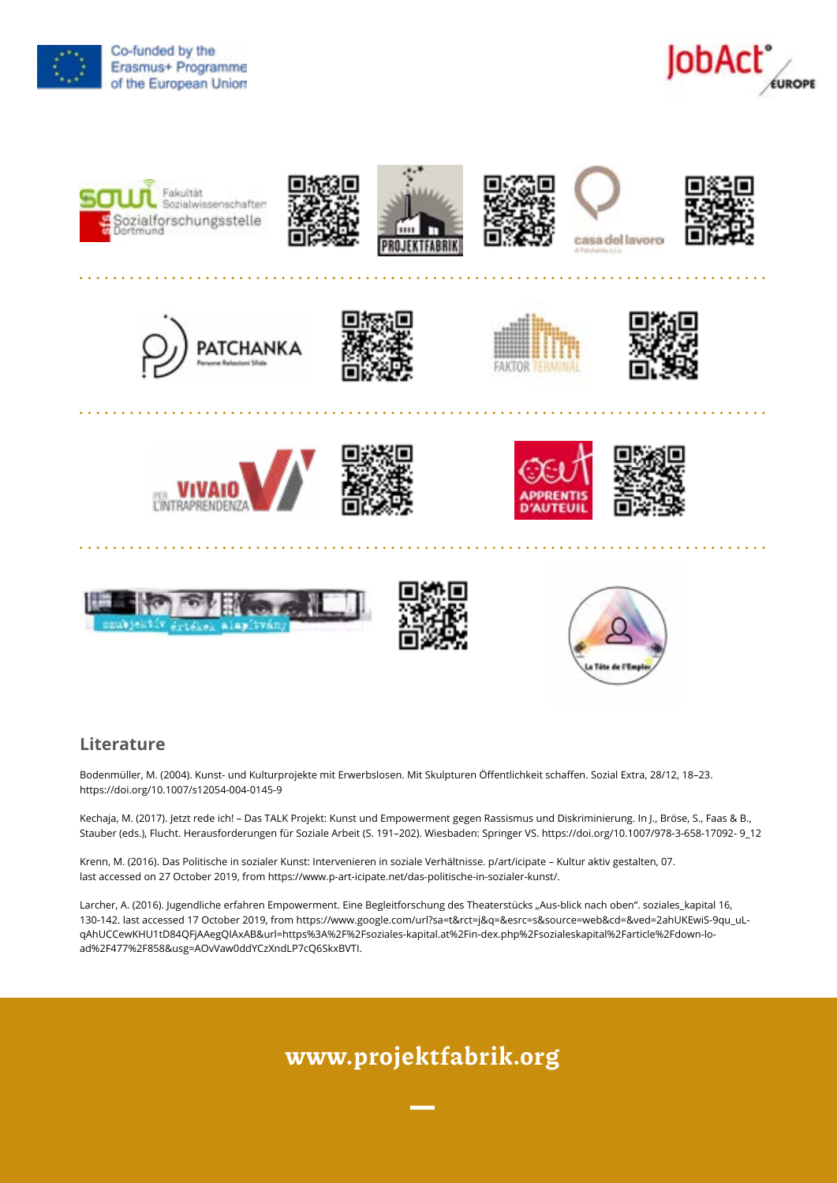Co-funded by the Erasmus+ Programme of the European Union

## Literature

Bodenmüller, M. (2004). Kunst- und Kulturprojekte mit Erwerbslosen. Mit Skulpturen Öffentlichkeit schaffen. Sozial Extra, 28/12, 18–23. https://doi.org/10.1007/s12054-004-0145-9

Kechaja, M. (2017). Jetzt rede ich! – Das TALK Projekt: Kunst und Empowerment gegen Rassismus und Diskriminierung. In J., Bröse, S., Faas & B., Stauber (eds.), Flucht. Herausforderungen für Soziale Arbeit (S. 191–202). Wiesbaden: Springer VS. https://doi.org/10.1007/978-3-658-17092- 9_12

Krenn, M. (2016). Das Politische in sozialer Kunst: Intervenieren in soziale Verhältnisse. p/art/icipate – Kultur aktiv gestalten, 07. last accessed on 27 October 2019, from https://www.p-art-icipate.net/das-politische-in-sozialer-kunst/.

Larcher, A. (2016). Jugendliche erfahren Empowerment. Eine Begleitforschung des Theaterstücks „Aus-blick nach oben". soziales_kapital 16, 130-142. last accessed 17 October 2019, from https://www.google.com/url?sa=t&rct=j&q=&esrc=s&source=web&cd=&ved=2ahUKEwiS-9qu_uL-qAhUCCewKHU1tD84QFjAAegQIAxAB&url=https%3A%2F%2Fsoziales-kapital.at%2Fin-dex.php%2Fsozialeskapital%2Farticle%2Fdown-lo-ad%2F477%2F858&usg=AOvVaw0ddYCzXndLP7cQ6SkxBVTI.

**www.projektfabrik.org**